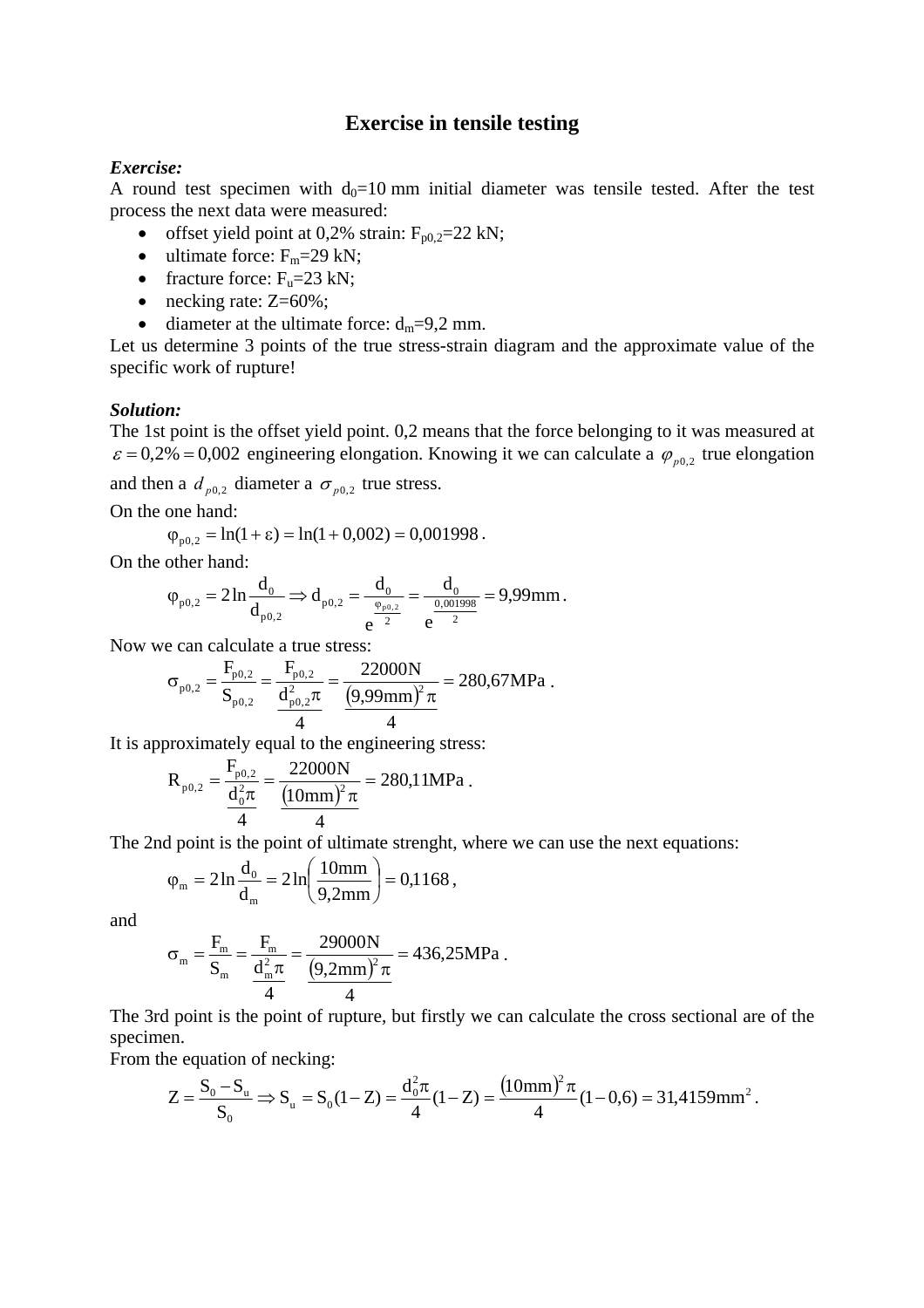# Exercise in tensile testing

***Exercise:***

A round test specimen with $d_0$=10 mm initial diameter was tensile tested. After the test process the next data were measured:

- offset yield point at 0,2% strain: $F_{p0,2}$=22 kN;
- ultimate force: $F_m$=29 kN;
- fracture force: $F_u$=23 kN;
- necking rate: Z=60%;
- diameter at the ultimate force: $d_m$=9,2 mm.

Let us determine 3 points of the true stress-strain diagram and the approximate value of the specific work of rupture!

***Solution:***

The 1st point is the offset yield point. 0,2 means that the force belonging to it was measured at $\varepsilon = 0{,}2\% = 0{,}002$ engineering elongation. Knowing it we can calculate a $\varphi_{p0,2}$ true elongation and then a $d_{p0,2}$ diameter a $\sigma_{p0,2}$ true stress.

On the one hand:

$$\varphi_{p0,2} = \ln(1+\varepsilon) = \ln(1+0{,}002) = 0{,}001998\,.$$

On the other hand:

$$\varphi_{p0,2} = 2\ln\frac{d_0}{d_{p0,2}} \Rightarrow d_{p0,2} = \frac{d_0}{e^{\frac{\varphi_{p0,2}}{2}}} = \frac{d_0}{e^{\frac{0{,}001998}{2}}} = 9{,}99\text{mm}\,.$$

Now we can calculate a true stress:

$$\sigma_{p0,2} = \frac{F_{p0,2}}{S_{p0,2}} = \frac{F_{p0,2}}{\frac{d_{p0,2}^2\pi}{4}} = \frac{22000\text{N}}{\frac{(9{,}99\text{mm})^2\pi}{4}} = 280{,}67\text{MPa}\,.$$

It is approximately equal to the engineering stress:

$$R_{p0,2} = \frac{F_{p0,2}}{\frac{d_0^2\pi}{4}} = \frac{22000\text{N}}{\frac{(10\text{mm})^2\pi}{4}} = 280{,}11\text{MPa}\,.$$

The 2nd point is the point of ultimate strenght, where we can use the next equations:

$$\varphi_m = 2\ln\frac{d_0}{d_m} = 2\ln\left(\frac{10\text{mm}}{9{,}2\text{mm}}\right) = 0{,}1168\,,$$

and

$$\sigma_m = \frac{F_m}{S_m} = \frac{F_m}{\frac{d_m^2\pi}{4}} = \frac{29000\text{N}}{\frac{(9{,}2\text{mm})^2\pi}{4}} = 436{,}25\text{MPa}\,.$$

The 3rd point is the point of rupture, but firstly we can calculate the cross sectional are of the specimen.

From the equation of necking:

$$Z = \frac{S_0 - S_u}{S_0} \Rightarrow S_u = S_0(1-Z) = \frac{d_0^2\pi}{4}(1-Z) = \frac{(10\text{mm})^2\pi}{4}(1-0{,}6) = 31{,}4159\text{mm}^2\,.$$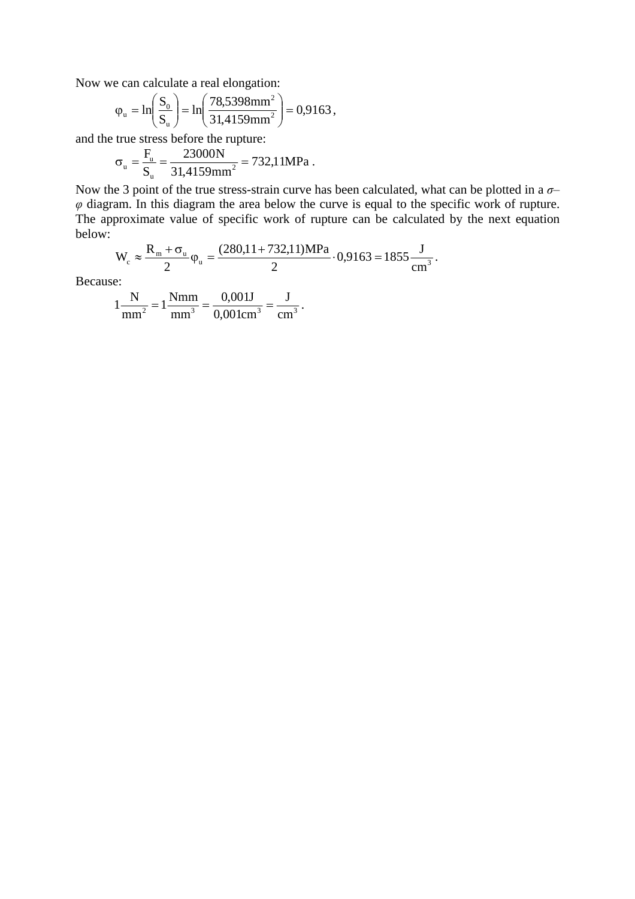Now we can calculate a real elongation:

$$\varphi_u = \ln\left(\frac{S_0}{S_u}\right) = \ln\left(\frac{78{,}5398\text{mm}^2}{31{,}4159\text{mm}^2}\right) = 0{,}9163\,,$$

and the true stress before the rupture:

$$\sigma_u = \frac{F_u}{S_u} = \frac{23000\text{N}}{31{,}4159\text{mm}^2} = 732{,}11\text{MPa}\ .$$

Now the 3 point of the true stress-strain curve has been calculated, what can be plotted in a $\sigma$–$\varphi$ diagram. In this diagram the area below the curve is equal to the specific work of rupture. The approximate value of specific work of rupture can be calculated by the next equation below:

$$W_c \approx \frac{R_m + \sigma_u}{2}\varphi_u = \frac{(280{,}11 + 732{,}11)\text{MPa}}{2} \cdot 0{,}9163 = 1855\frac{\text{J}}{\text{cm}^3}\,.$$

Because:

$$1\frac{\text{N}}{\text{mm}^2} = 1\frac{\text{Nmm}}{\text{mm}^3} = \frac{0{,}001\text{J}}{0{,}001\text{cm}^3} = \frac{\text{J}}{\text{cm}^3}\,.$$